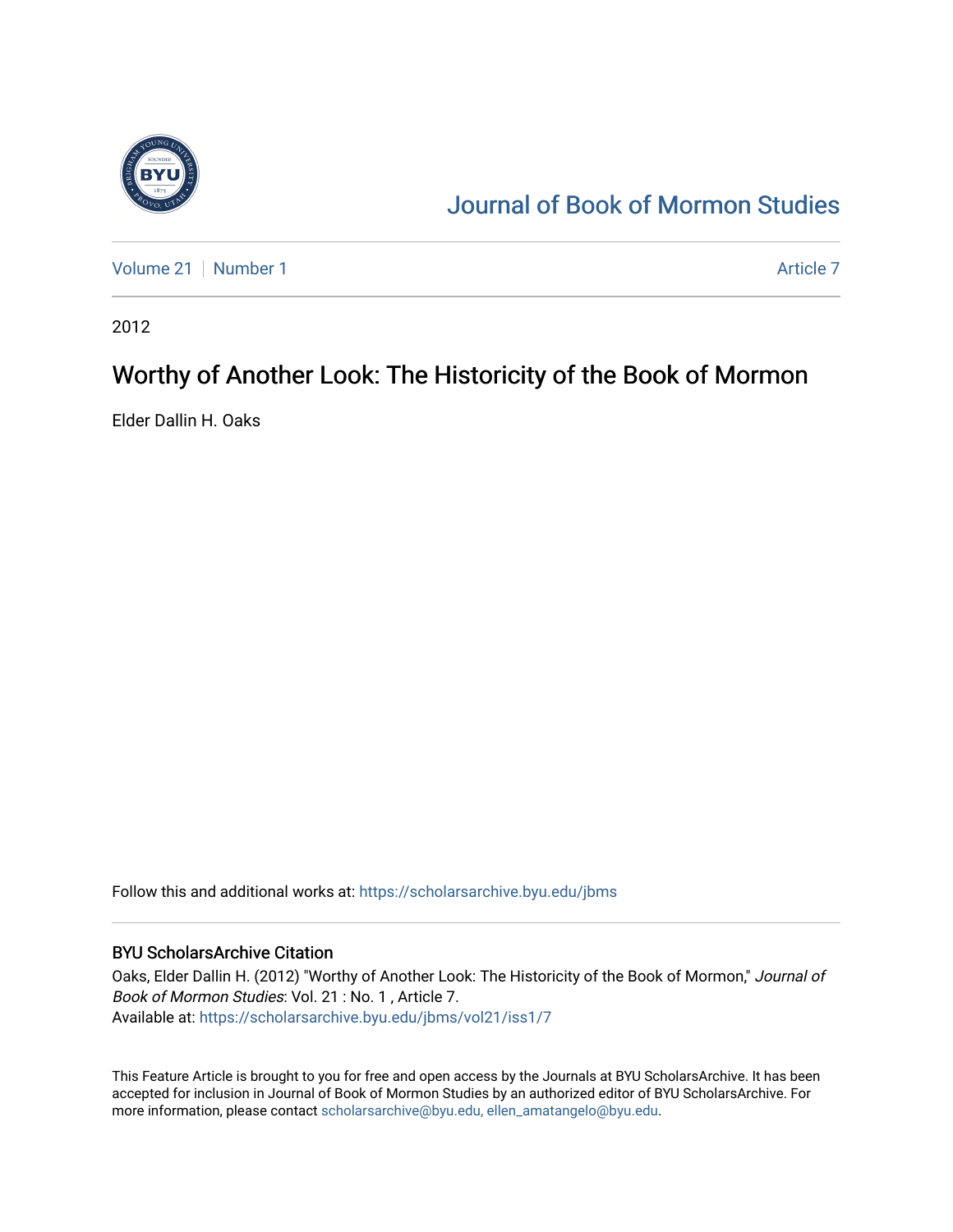Journal of Book of Mormon Studies

Volume 21 | Number 1 | Article 7

2012

# Worthy of Another Look: The Historicity of the Book of Mormon

Elder Dallin H. Oaks

Follow this and additional works at: https://scholarsarchive.byu.edu/jbms

## BYU ScholarsArchive Citation

Oaks, Elder Dallin H. (2012) "Worthy of Another Look: The Historicity of the Book of Mormon," *Journal of Book of Mormon Studies*: Vol. 21 : No. 1 , Article 7.
Available at: https://scholarsarchive.byu.edu/jbms/vol21/iss1/7

This Feature Article is brought to you for free and open access by the Journals at BYU ScholarsArchive. It has been accepted for inclusion in Journal of Book of Mormon Studies by an authorized editor of BYU ScholarsArchive. For more information, please contact scholarsarchive@byu.edu, ellen_amatangelo@byu.edu.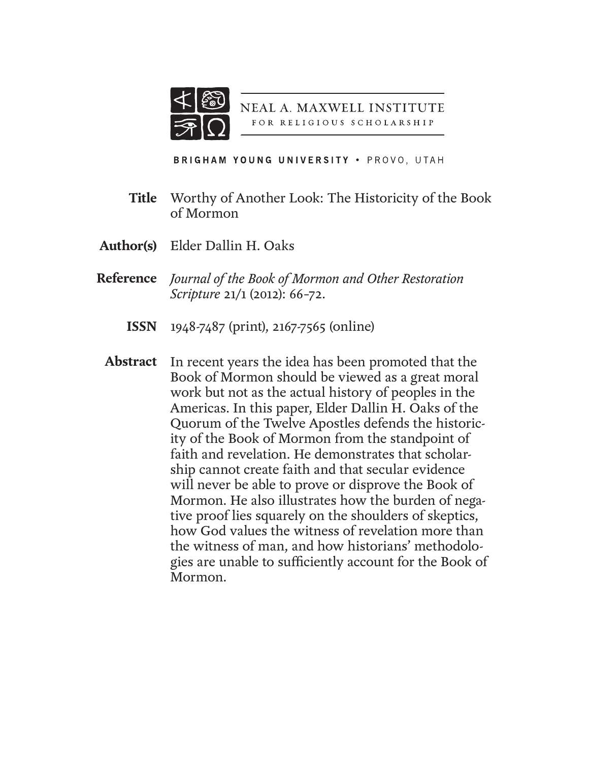NEAL A. MAXWELL INSTITUTE
FOR RELIGIOUS SCHOLARSHIP

BRIGHAM YOUNG UNIVERSITY • PROVO, UTAH

**Title** Worthy of Another Look: The Historicity of the Book of Mormon

**Author(s)** Elder Dallin H. Oaks

**Reference** *Journal of the Book of Mormon and Other Restoration Scripture* 21/1 (2012): 66–72.

**ISSN** 1948-7487 (print), 2167-7565 (online)

**Abstract** In recent years the idea has been promoted that the Book of Mormon should be viewed as a great moral work but not as the actual history of peoples in the Americas. In this paper, Elder Dallin H. Oaks of the Quorum of the Twelve Apostles defends the historicity of the Book of Mormon from the standpoint of faith and revelation. He demonstrates that scholarship cannot create faith and that secular evidence will never be able to prove or disprove the Book of Mormon. He also illustrates how the burden of negative proof lies squarely on the shoulders of skeptics, how God values the witness of revelation more than the witness of man, and how historians' methodologies are unable to sufficiently account for the Book of Mormon.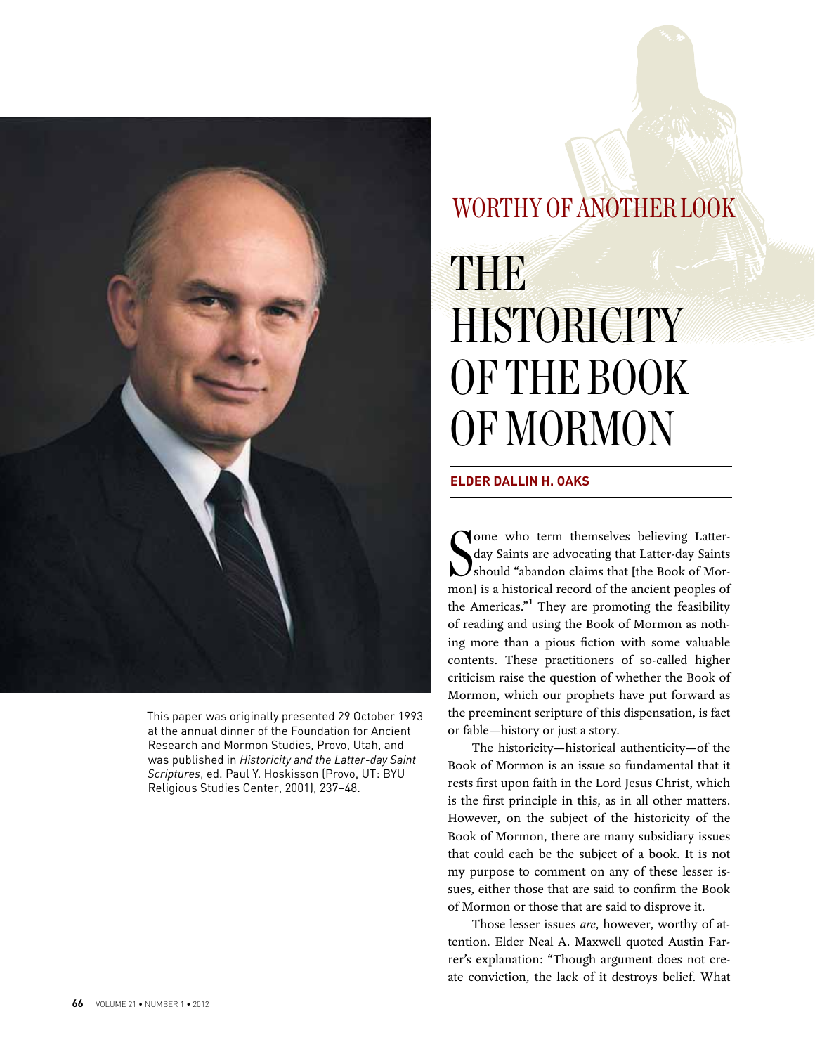## WORTHY OF ANOTHER LOOK

# THE HISTORICITY OF THE BOOK OF MORMON

**ELDER DALLIN H. OAKS**

This paper was originally presented 29 October 1993 at the annual dinner of the Foundation for Ancient Research and Mormon Studies, Provo, Utah, and was published in *Historicity and the Latter-day Saint Scriptures*, ed. Paul Y. Hoskisson (Provo, UT: BYU Religious Studies Center, 2001), 237–48.

Some who term themselves believing Latter-day Saints are advocating that Latter-day Saints should "abandon claims that [the Book of Mormon] is a historical record of the ancient peoples of the Americas."[1] They are promoting the feasibility of reading and using the Book of Mormon as nothing more than a pious fiction with some valuable contents. These practitioners of so-called higher criticism raise the question of whether the Book of Mormon, which our prophets have put forward as the preeminent scripture of this dispensation, is fact or fable—history or just a story.

The historicity—historical authenticity—of the Book of Mormon is an issue so fundamental that it rests first upon faith in the Lord Jesus Christ, which is the first principle in this, as in all other matters. However, on the subject of the historicity of the Book of Mormon, there are many subsidiary issues that could each be the subject of a book. It is not my purpose to comment on any of these lesser issues, either those that are said to confirm the Book of Mormon or those that are said to disprove it.

Those lesser issues *are*, however, worthy of attention. Elder Neal A. Maxwell quoted Austin Farrer's explanation: "Though argument does not create conviction, the lack of it destroys belief. What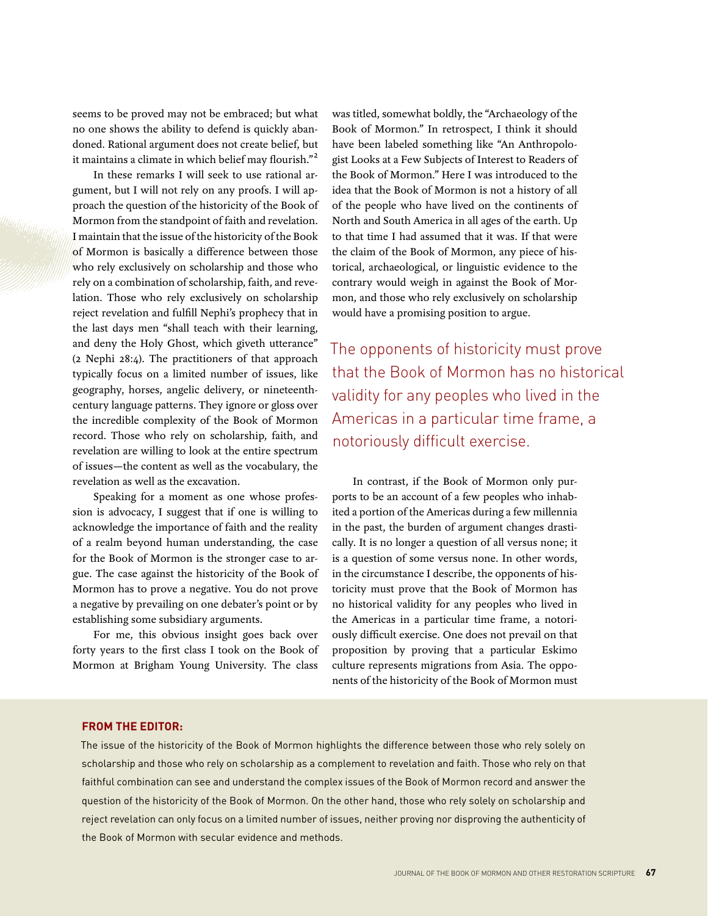seems to be proved may not be embraced; but what no one shows the ability to defend is quickly abandoned. Rational argument does not create belief, but it maintains a climate in which belief may flourish."[2]

In these remarks I will seek to use rational argument, but I will not rely on any proofs. I will approach the question of the historicity of the Book of Mormon from the standpoint of faith and revelation. I maintain that the issue of the historicity of the Book of Mormon is basically a difference between those who rely exclusively on scholarship and those who rely on a combination of scholarship, faith, and revelation. Those who rely exclusively on scholarship reject revelation and fulfill Nephi's prophecy that in the last days men "shall teach with their learning, and deny the Holy Ghost, which giveth utterance" (2 Nephi 28:4). The practitioners of that approach typically focus on a limited number of issues, like geography, horses, angelic delivery, or nineteenth-century language patterns. They ignore or gloss over the incredible complexity of the Book of Mormon record. Those who rely on scholarship, faith, and revelation are willing to look at the entire spectrum of issues—the content as well as the vocabulary, the revelation as well as the excavation.

Speaking for a moment as one whose profession is advocacy, I suggest that if one is willing to acknowledge the importance of faith and the reality of a realm beyond human understanding, the case for the Book of Mormon is the stronger case to argue. The case against the historicity of the Book of Mormon has to prove a negative. You do not prove a negative by prevailing on one debater's point or by establishing some subsidiary arguments.

For me, this obvious insight goes back over forty years to the first class I took on the Book of Mormon at Brigham Young University. The class was titled, somewhat boldly, the "Archaeology of the Book of Mormon." In retrospect, I think it should have been labeled something like "An Anthropologist Looks at a Few Subjects of Interest to Readers of the Book of Mormon." Here I was introduced to the idea that the Book of Mormon is not a history of all of the people who have lived on the continents of North and South America in all ages of the earth. Up to that time I had assumed that it was. If that were the claim of the Book of Mormon, any piece of historical, archaeological, or linguistic evidence to the contrary would weigh in against the Book of Mormon, and those who rely exclusively on scholarship would have a promising position to argue.

> The opponents of historicity must prove that the Book of Mormon has no historical validity for any peoples who lived in the Americas in a particular time frame, a notoriously difficult exercise.

In contrast, if the Book of Mormon only purports to be an account of a few peoples who inhabited a portion of the Americas during a few millennia in the past, the burden of argument changes drastically. It is no longer a question of all versus none; it is a question of some versus none. In other words, in the circumstance I describe, the opponents of historicity must prove that the Book of Mormon has no historical validity for any peoples who lived in the Americas in a particular time frame, a notoriously difficult exercise. One does not prevail on that proposition by proving that a particular Eskimo culture represents migrations from Asia. The opponents of the historicity of the Book of Mormon must

**FROM THE EDITOR:**

The issue of the historicity of the Book of Mormon highlights the difference between those who rely solely on scholarship and those who rely on scholarship as a complement to revelation and faith. Those who rely on that faithful combination can see and understand the complex issues of the Book of Mormon record and answer the question of the historicity of the Book of Mormon. On the other hand, those who rely solely on scholarship and reject revelation can only focus on a limited number of issues, neither proving nor disproving the authenticity of the Book of Mormon with secular evidence and methods.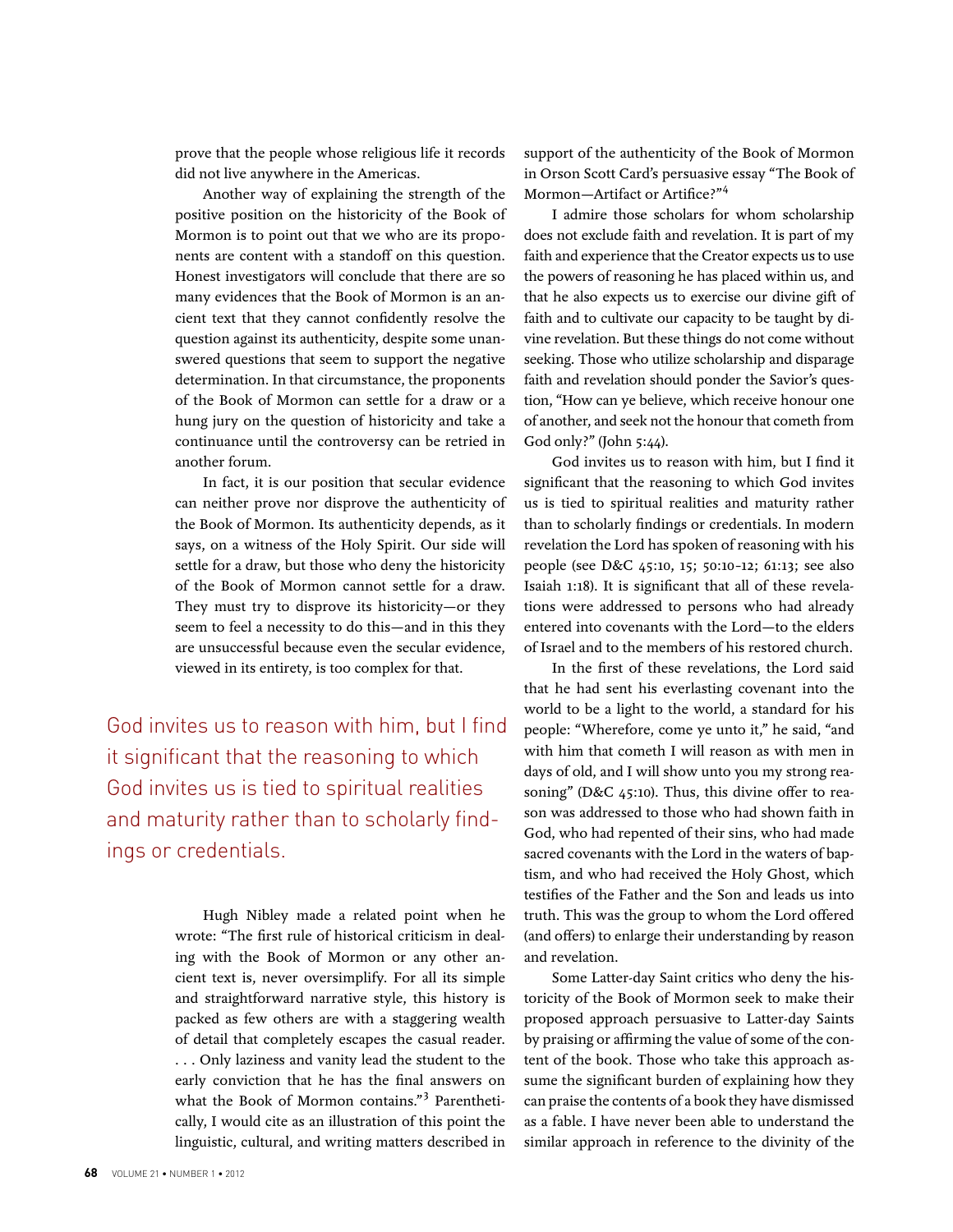prove that the people whose religious life it records did not live anywhere in the Americas.

Another way of explaining the strength of the positive position on the historicity of the Book of Mormon is to point out that we who are its proponents are content with a standoff on this question. Honest investigators will conclude that there are so many evidences that the Book of Mormon is an ancient text that they cannot confidently resolve the question against its authenticity, despite some unanswered questions that seem to support the negative determination. In that circumstance, the proponents of the Book of Mormon can settle for a draw or a hung jury on the question of historicity and take a continuance until the controversy can be retried in another forum.

In fact, it is our position that secular evidence can neither prove nor disprove the authenticity of the Book of Mormon. Its authenticity depends, as it says, on a witness of the Holy Spirit. Our side will settle for a draw, but those who deny the historicity of the Book of Mormon cannot settle for a draw. They must try to disprove its historicity—or they seem to feel a necessity to do this—and in this they are unsuccessful because even the secular evidence, viewed in its entirety, is too complex for that.

> God invites us to reason with him, but I find it significant that the reasoning to which God invites us is tied to spiritual realities and maturity rather than to scholarly findings or credentials.

Hugh Nibley made a related point when he wrote: "The first rule of historical criticism in dealing with the Book of Mormon or any other ancient text is, never oversimplify. For all its simple and straightforward narrative style, this history is packed as few others are with a staggering wealth of detail that completely escapes the casual reader. . . . Only laziness and vanity lead the student to the early conviction that he has the final answers on what the Book of Mormon contains."[3] Parenthetically, I would cite as an illustration of this point the linguistic, cultural, and writing matters described in support of the authenticity of the Book of Mormon in Orson Scott Card's persuasive essay "The Book of Mormon—Artifact or Artifice?"[4]

I admire those scholars for whom scholarship does not exclude faith and revelation. It is part of my faith and experience that the Creator expects us to use the powers of reasoning he has placed within us, and that he also expects us to exercise our divine gift of faith and to cultivate our capacity to be taught by divine revelation. But these things do not come without seeking. Those who utilize scholarship and disparage faith and revelation should ponder the Savior's question, "How can ye believe, which receive honour one of another, and seek not the honour that cometh from God only?" (John 5:44).

God invites us to reason with him, but I find it significant that the reasoning to which God invites us is tied to spiritual realities and maturity rather than to scholarly findings or credentials. In modern revelation the Lord has spoken of reasoning with his people (see D&C 45:10, 15; 50:10–12; 61:13; see also Isaiah 1:18). It is significant that all of these revelations were addressed to persons who had already entered into covenants with the Lord—to the elders of Israel and to the members of his restored church.

In the first of these revelations, the Lord said that he had sent his everlasting covenant into the world to be a light to the world, a standard for his people: "Wherefore, come ye unto it," he said, "and with him that cometh I will reason as with men in days of old, and I will show unto you my strong reasoning" (D&C 45:10). Thus, this divine offer to reason was addressed to those who had shown faith in God, who had repented of their sins, who had made sacred covenants with the Lord in the waters of baptism, and who had received the Holy Ghost, which testifies of the Father and the Son and leads us into truth. This was the group to whom the Lord offered (and offers) to enlarge their understanding by reason and revelation.

Some Latter-day Saint critics who deny the historicity of the Book of Mormon seek to make their proposed approach persuasive to Latter-day Saints by praising or affirming the value of some of the content of the book. Those who take this approach assume the significant burden of explaining how they can praise the contents of a book they have dismissed as a fable. I have never been able to understand the similar approach in reference to the divinity of the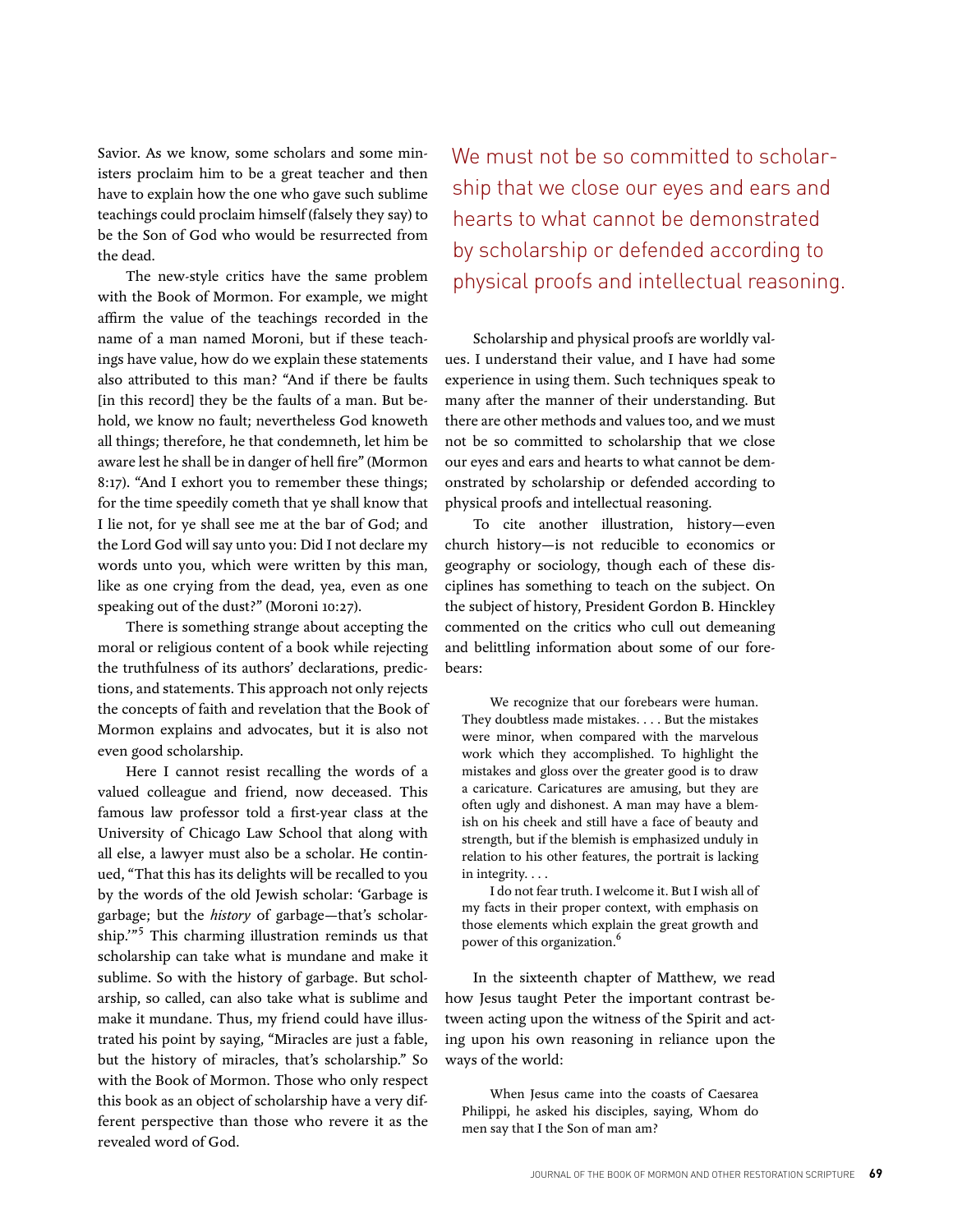Savior. As we know, some scholars and some ministers proclaim him to be a great teacher and then have to explain how the one who gave such sublime teachings could proclaim himself (falsely they say) to be the Son of God who would be resurrected from the dead.

The new-style critics have the same problem with the Book of Mormon. For example, we might affirm the value of the teachings recorded in the name of a man named Moroni, but if these teachings have value, how do we explain these statements also attributed to this man? "And if there be faults [in this record] they be the faults of a man. But behold, we know no fault; nevertheless God knoweth all things; therefore, he that condemneth, let him be aware lest he shall be in danger of hell fire" (Mormon 8:17). "And I exhort you to remember these things; for the time speedily cometh that ye shall know that I lie not, for ye shall see me at the bar of God; and the Lord God will say unto you: Did I not declare my words unto you, which were written by this man, like as one crying from the dead, yea, even as one speaking out of the dust?" (Moroni 10:27).

There is something strange about accepting the moral or religious content of a book while rejecting the truthfulness of its authors' declarations, predictions, and statements. This approach not only rejects the concepts of faith and revelation that the Book of Mormon explains and advocates, but it is also not even good scholarship.

Here I cannot resist recalling the words of a valued colleague and friend, now deceased. This famous law professor told a first-year class at the University of Chicago Law School that along with all else, a lawyer must also be a scholar. He continued, "That this has its delights will be recalled to you by the words of the old Jewish scholar: 'Garbage is garbage; but the *history* of garbage—that's scholarship.'"[5] This charming illustration reminds us that scholarship can take what is mundane and make it sublime. So with the history of garbage. But scholarship, so called, can also take what is sublime and make it mundane. Thus, my friend could have illustrated his point by saying, "Miracles are just a fable, but the history of miracles, that's scholarship." So with the Book of Mormon. Those who only respect this book as an object of scholarship have a very different perspective than those who revere it as the revealed word of God.

> We must not be so committed to scholarship that we close our eyes and ears and hearts to what cannot be demonstrated by scholarship or defended according to physical proofs and intellectual reasoning.

Scholarship and physical proofs are worldly values. I understand their value, and I have had some experience in using them. Such techniques speak to many after the manner of their understanding. But there are other methods and values too, and we must not be so committed to scholarship that we close our eyes and ears and hearts to what cannot be demonstrated by scholarship or defended according to physical proofs and intellectual reasoning.

To cite another illustration, history—even church history—is not reducible to economics or geography or sociology, though each of these disciplines has something to teach on the subject. On the subject of history, President Gordon B. Hinckley commented on the critics who cull out demeaning and belittling information about some of our forebears:

> We recognize that our forebears were human. They doubtless made mistakes. . . . But the mistakes were minor, when compared with the marvelous work which they accomplished. To highlight the mistakes and gloss over the greater good is to draw a caricature. Caricatures are amusing, but they are often ugly and dishonest. A man may have a blemish on his cheek and still have a face of beauty and strength, but if the blemish is emphasized unduly in relation to his other features, the portrait is lacking in integrity. . . .
>
> I do not fear truth. I welcome it. But I wish all of my facts in their proper context, with emphasis on those elements which explain the great growth and power of this organization.[6]

In the sixteenth chapter of Matthew, we read how Jesus taught Peter the important contrast between acting upon the witness of the Spirit and acting upon his own reasoning in reliance upon the ways of the world:

> When Jesus came into the coasts of Caesarea Philippi, he asked his disciples, saying, Whom do men say that I the Son of man am?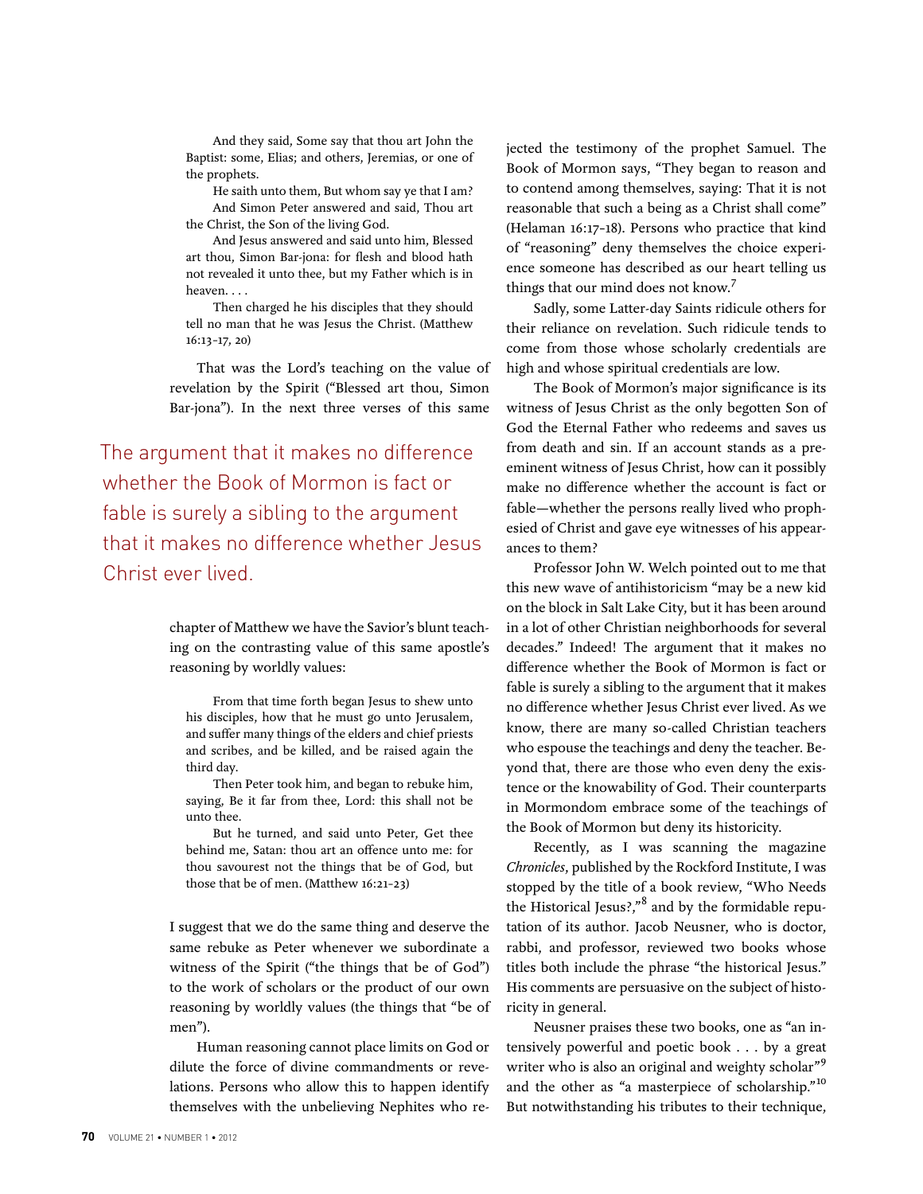> And they said, Some say that thou art John the Baptist: some, Elias; and others, Jeremias, or one of the prophets.
>
> He saith unto them, But whom say ye that I am?
>
> And Simon Peter answered and said, Thou art the Christ, the Son of the living God.
>
> And Jesus answered and said unto him, Blessed art thou, Simon Bar-jona: for flesh and blood hath not revealed it unto thee, but my Father which is in heaven. . . .
>
> Then charged he his disciples that they should tell no man that he was Jesus the Christ. (Matthew 16:13–17, 20)

That was the Lord's teaching on the value of revelation by the Spirit ("Blessed art thou, Simon Bar-jona"). In the next three verses of this same chapter of Matthew we have the Savior's blunt teaching on the contrasting value of this same apostle's reasoning by worldly values:

> From that time forth began Jesus to shew unto his disciples, how that he must go unto Jerusalem, and suffer many things of the elders and chief priests and scribes, and be killed, and be raised again the third day.
>
> Then Peter took him, and began to rebuke him, saying, Be it far from thee, Lord: this shall not be unto thee.
>
> But he turned, and said unto Peter, Get thee behind me, Satan: thou art an offence unto me: for thou savourest not the things that be of God, but those that be of men. (Matthew 16:21–23)

I suggest that we do the same thing and deserve the same rebuke as Peter whenever we subordinate a witness of the Spirit ("the things that be of God") to the work of scholars or the product of our own reasoning by worldly values (the things that "be of men").

Human reasoning cannot place limits on God or dilute the force of divine commandments or revelations. Persons who allow this to happen identify themselves with the unbelieving Nephites who rejected the testimony of the prophet Samuel. The Book of Mormon says, "They began to reason and to contend among themselves, saying: That it is not reasonable that such a being as a Christ shall come" (Helaman 16:17–18). Persons who practice that kind of "reasoning" deny themselves the choice experience someone has described as our heart telling us things that our mind does not know.[7]

Sadly, some Latter-day Saints ridicule others for their reliance on revelation. Such ridicule tends to come from those whose scholarly credentials are high and whose spiritual credentials are low.

The Book of Mormon's major significance is its witness of Jesus Christ as the only begotten Son of God the Eternal Father who redeems and saves us from death and sin. If an account stands as a preeminent witness of Jesus Christ, how can it possibly make no difference whether the account is fact or fable—whether the persons really lived who prophesied of Christ and gave eye witnesses of his appearances to them?

Professor John W. Welch pointed out to me that this new wave of antihistoricism "may be a new kid on the block in Salt Lake City, but it has been around in a lot of other Christian neighborhoods for several decades." Indeed! The argument that it makes no difference whether the Book of Mormon is fact or fable is surely a sibling to the argument that it makes no difference whether Jesus Christ ever lived. As we know, there are many so-called Christian teachers who espouse the teachings and deny the teacher. Beyond that, there are those who even deny the existence or the knowability of God. Their counterparts in Mormondom embrace some of the teachings of the Book of Mormon but deny its historicity.

Recently, as I was scanning the magazine *Chronicles*, published by the Rockford Institute, I was stopped by the title of a book review, "Who Needs the Historical Jesus?,"[8] and by the formidable reputation of its author. Jacob Neusner, who is doctor, rabbi, and professor, reviewed two books whose titles both include the phrase "the historical Jesus." His comments are persuasive on the subject of historicity in general.

Neusner praises these two books, one as "an intensively powerful and poetic book . . . by a great writer who is also an original and weighty scholar"[9] and the other as "a masterpiece of scholarship."[10] But notwithstanding his tributes to their technique,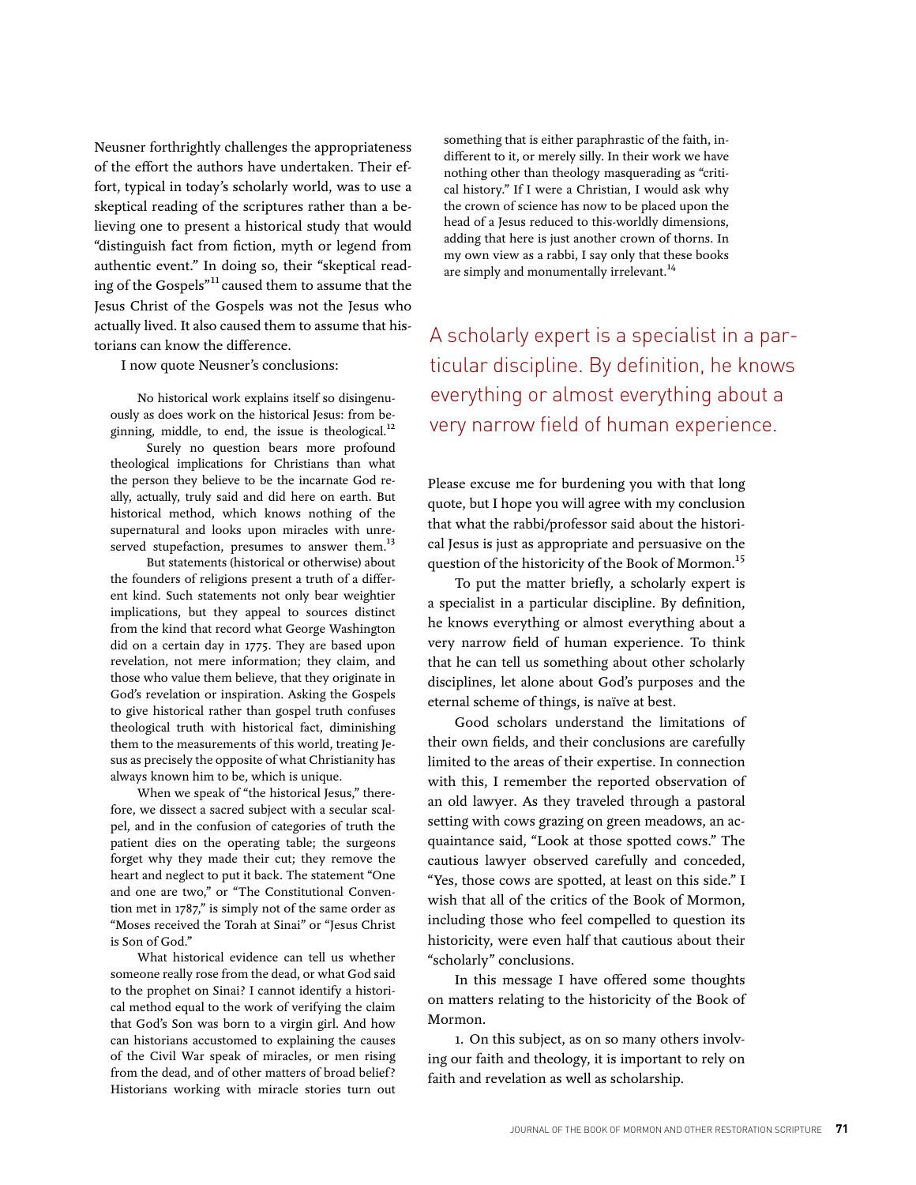Neusner forthrightly challenges the appropriateness of the effort the authors have undertaken. Their effort, typical in today's scholarly world, was to use a skeptical reading of the scriptures rather than a believing one to present a historical study that would "distinguish fact from fiction, myth or legend from authentic event." In doing so, their "skeptical reading of the Gospels"[11] caused them to assume that the Jesus Christ of the Gospels was not the Jesus who actually lived. It also caused them to assume that historians can know the difference.

I now quote Neusner's conclusions:

> No historical work explains itself so disingenuously as does work on the historical Jesus: from beginning, middle, to end, the issue is theological.[12]
>
> Surely no question bears more profound theological implications for Christians than what the person they believe to be the incarnate God really, actually, truly said and did here on earth. But historical method, which knows nothing of the supernatural and looks upon miracles with unreserved stupefaction, presumes to answer them.[13]
>
> But statements (historical or otherwise) about the founders of religions present a truth of a different kind. Such statements not only bear weightier implications, but they appeal to sources distinct from the kind that record what George Washington did on a certain day in 1775. They are based upon revelation, not mere information; they claim, and those who value them believe, that they originate in God's revelation or inspiration. Asking the Gospels to give historical rather than gospel truth confuses theological truth with historical fact, diminishing them to the measurements of this world, treating Jesus as precisely the opposite of what Christianity has always known him to be, which is unique.
>
> When we speak of "the historical Jesus," therefore, we dissect a sacred subject with a secular scalpel, and in the confusion of categories of truth the patient dies on the operating table; the surgeons forget why they made their cut; they remove the heart and neglect to put it back. The statement "One and one are two," or "The Constitutional Convention met in 1787," is simply not of the same order as "Moses received the Torah at Sinai" or "Jesus Christ is Son of God."
>
> What historical evidence can tell us whether someone really rose from the dead, or what God said to the prophet on Sinai? I cannot identify a historical method equal to the work of verifying the claim that God's Son was born to a virgin girl. And how can historians accustomed to explaining the causes of the Civil War speak of miracles, or men rising from the dead, and of other matters of broad belief? Historians working with miracle stories turn out something that is either paraphrastic of the faith, indifferent to it, or merely silly. In their work we have nothing other than theology masquerading as "critical history." If I were a Christian, I would ask why the crown of science has now to be placed upon the head of a Jesus reduced to this-worldly dimensions, adding that here is just another crown of thorns. In my own view as a rabbi, I say only that these books are simply and monumentally irrelevant.[14]

A scholarly expert is a specialist in a particular discipline. By definition, he knows everything or almost everything about a very narrow field of human experience.

Please excuse me for burdening you with that long quote, but I hope you will agree with my conclusion that what the rabbi/professor said about the historical Jesus is just as appropriate and persuasive on the question of the historicity of the Book of Mormon.[15]

To put the matter briefly, a scholarly expert is a specialist in a particular discipline. By definition, he knows everything or almost everything about a very narrow field of human experience. To think that he can tell us something about other scholarly disciplines, let alone about God's purposes and the eternal scheme of things, is naïve at best.

Good scholars understand the limitations of their own fields, and their conclusions are carefully limited to the areas of their expertise. In connection with this, I remember the reported observation of an old lawyer. As they traveled through a pastoral setting with cows grazing on green meadows, an acquaintance said, "Look at those spotted cows." The cautious lawyer observed carefully and conceded, "Yes, those cows are spotted, at least on this side." I wish that all of the critics of the Book of Mormon, including those who feel compelled to question its historicity, were even half that cautious about their "scholarly" conclusions.

In this message I have offered some thoughts on matters relating to the historicity of the Book of Mormon.

1. On this subject, as on so many others involving our faith and theology, it is important to rely on faith and revelation as well as scholarship.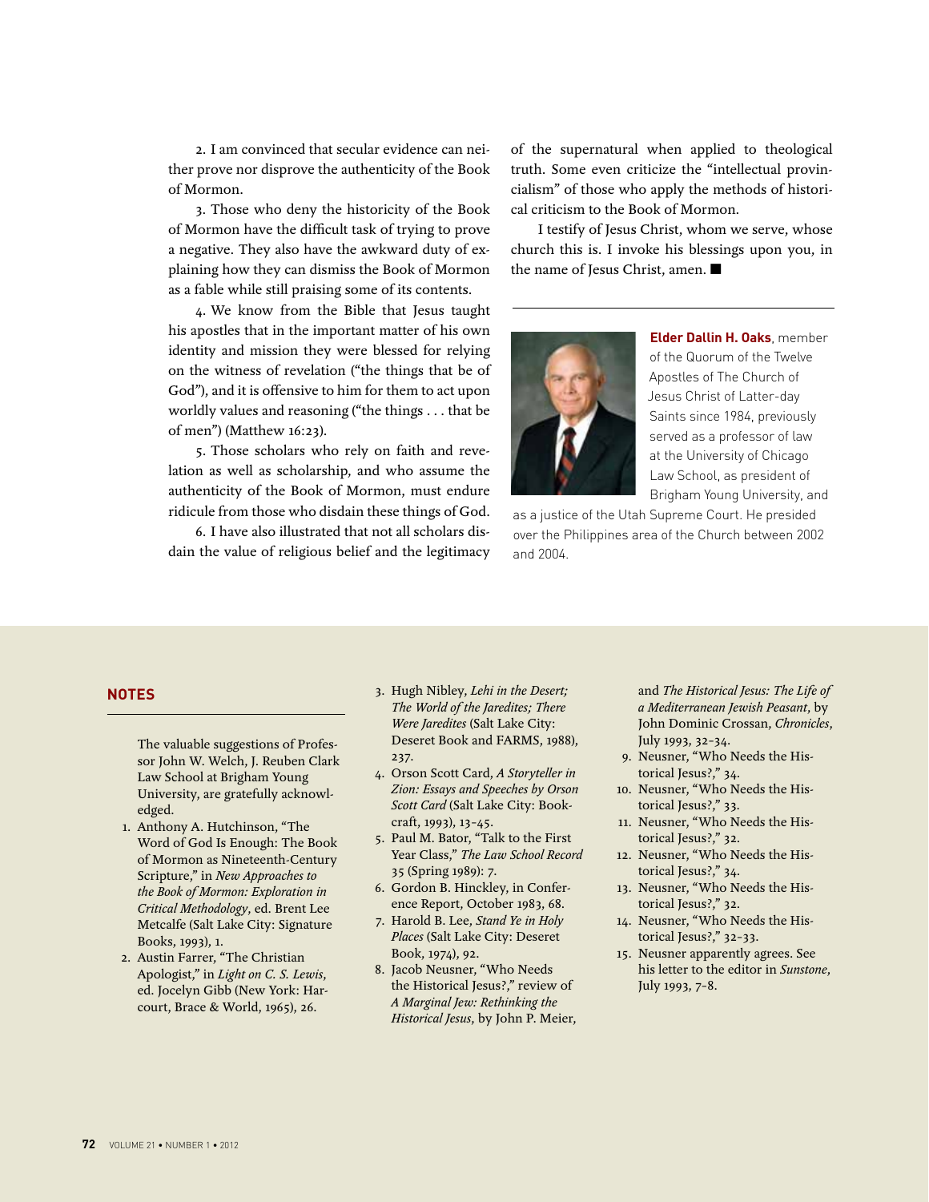2. I am convinced that secular evidence can neither prove nor disprove the authenticity of the Book of Mormon.

3. Those who deny the historicity of the Book of Mormon have the difficult task of trying to prove a negative. They also have the awkward duty of explaining how they can dismiss the Book of Mormon as a fable while still praising some of its contents.

4. We know from the Bible that Jesus taught his apostles that in the important matter of his own identity and mission they were blessed for relying on the witness of revelation ("the things that be of God"), and it is offensive to him for them to act upon worldly values and reasoning ("the things . . . that be of men") (Matthew 16:23).

5. Those scholars who rely on faith and revelation as well as scholarship, and who assume the authenticity of the Book of Mormon, must endure ridicule from those who disdain these things of God.

6. I have also illustrated that not all scholars disdain the value of religious belief and the legitimacy of the supernatural when applied to theological truth. Some even criticize the "intellectual provincialism" of those who apply the methods of historical criticism to the Book of Mormon.

I testify of Jesus Christ, whom we serve, whose church this is. I invoke his blessings upon you, in the name of Jesus Christ, amen. ■

---

**Elder Dallin H. Oaks**, member of the Quorum of the Twelve Apostles of The Church of Jesus Christ of Latter-day Saints since 1984, previously served as a professor of law at the University of Chicago Law School, as president of Brigham Young University, and as a justice of the Utah Supreme Court. He presided over the Philippines area of the Church between 2002 and 2004.

## NOTES

The valuable suggestions of Professor John W. Welch, J. Reuben Clark Law School at Brigham Young University, are gratefully acknowledged.

1. Anthony A. Hutchinson, "The Word of God Is Enough: The Book of Mormon as Nineteenth-Century Scripture," in *New Approaches to the Book of Mormon: Exploration in Critical Methodology*, ed. Brent Lee Metcalfe (Salt Lake City: Signature Books, 1993), 1.
2. Austin Farrer, "The Christian Apologist," in *Light on C. S. Lewis*, ed. Jocelyn Gibb (New York: Harcourt, Brace & World, 1965), 26.
3. Hugh Nibley, *Lehi in the Desert; The World of the Jaredites; There Were Jaredites* (Salt Lake City: Deseret Book and FARMS, 1988), 237.
4. Orson Scott Card, *A Storyteller in Zion: Essays and Speeches by Orson Scott Card* (Salt Lake City: Bookcraft, 1993), 13–45.
5. Paul M. Bator, "Talk to the First Year Class," *The Law School Record* 35 (Spring 1989): 7.
6. Gordon B. Hinckley, in Conference Report, October 1983, 68.
7. Harold B. Lee, *Stand Ye in Holy Places* (Salt Lake City: Deseret Book, 1974), 92.
8. Jacob Neusner, "Who Needs the Historical Jesus?," review of *A Marginal Jew: Rethinking the Historical Jesus*, by John P. Meier, and *The Historical Jesus: The Life of a Mediterranean Jewish Peasant*, by John Dominic Crossan, *Chronicles*, July 1993, 32–34.
9. Neusner, "Who Needs the Historical Jesus?," 34.
10. Neusner, "Who Needs the Historical Jesus?," 33.
11. Neusner, "Who Needs the Historical Jesus?," 32.
12. Neusner, "Who Needs the Historical Jesus?," 34.
13. Neusner, "Who Needs the Historical Jesus?," 32.
14. Neusner, "Who Needs the Historical Jesus?," 32–33.
15. Neusner apparently agrees. See his letter to the editor in *Sunstone*, July 1993, 7–8.